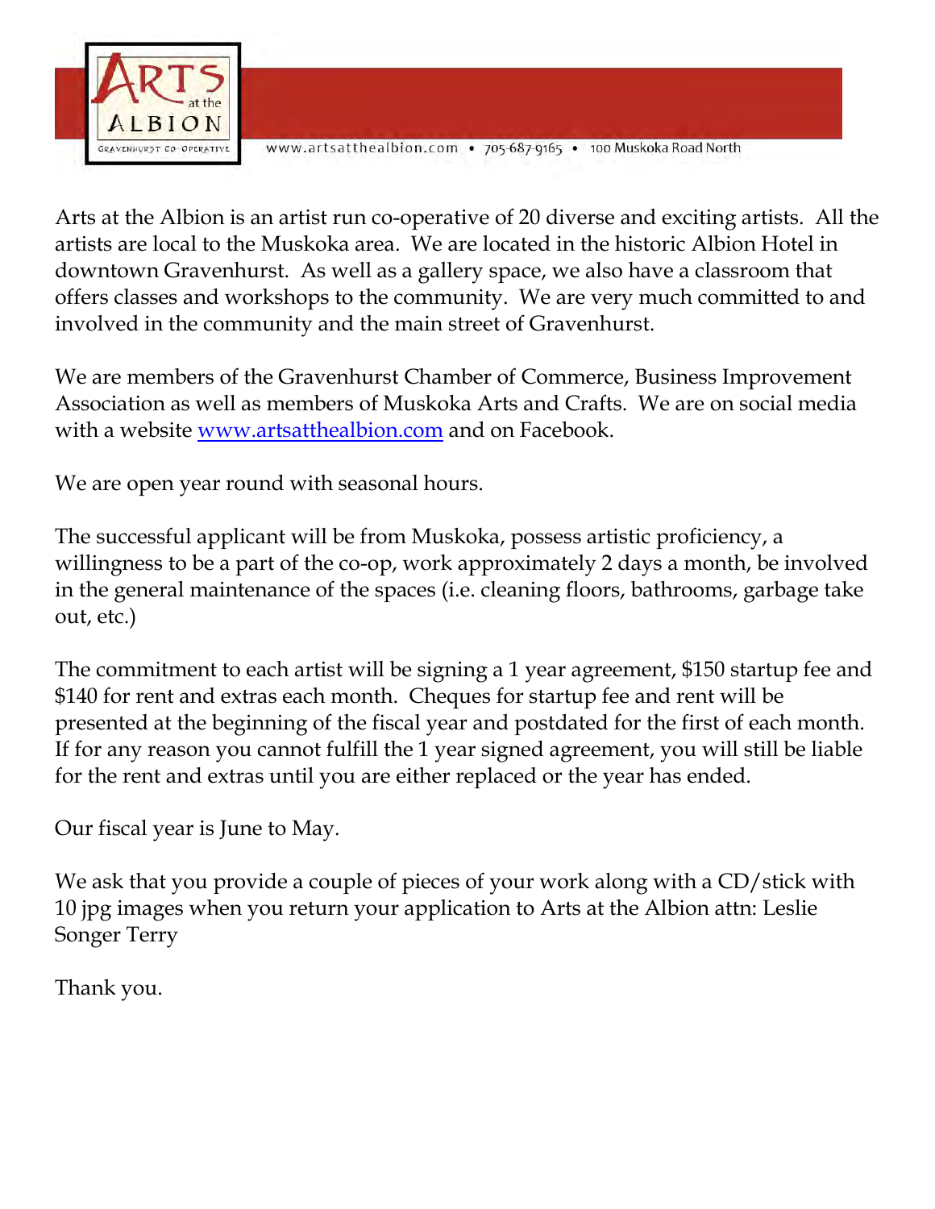**Arts at the Albion** — Gravenhurst Co-operative

www.artsatthealbion.com • 705-687-9165 • 100 Muskoka Road North

Arts at the Albion is an artist run co-operative of 20 diverse and exciting artists. All the artists are local to the Muskoka area. We are located in the historic Albion Hotel in downtown Gravenhurst. As well as a gallery space, we also have a classroom that offers classes and workshops to the community. We are very much committed to and involved in the community and the main street of Gravenhurst.

We are members of the Gravenhurst Chamber of Commerce, Business Improvement Association as well as members of Muskoka Arts and Crafts. We are on social media with a website www.artsatthealbion.com and on Facebook.

We are open year round with seasonal hours.

The successful applicant will be from Muskoka, possess artistic proficiency, a willingness to be a part of the co-op, work approximately 2 days a month, be involved in the general maintenance of the spaces (i.e. cleaning floors, bathrooms, garbage take out, etc.)

The commitment to each artist will be signing a 1 year agreement, $150 startup fee and $140 for rent and extras each month. Cheques for startup fee and rent will be presented at the beginning of the fiscal year and postdated for the first of each month. If for any reason you cannot fulfill the 1 year signed agreement, you will still be liable for the rent and extras until you are either replaced or the year has ended.

Our fiscal year is June to May.

We ask that you provide a couple of pieces of your work along with a CD/stick with 10 jpg images when you return your application to Arts at the Albion attn: Leslie Songer Terry

Thank you.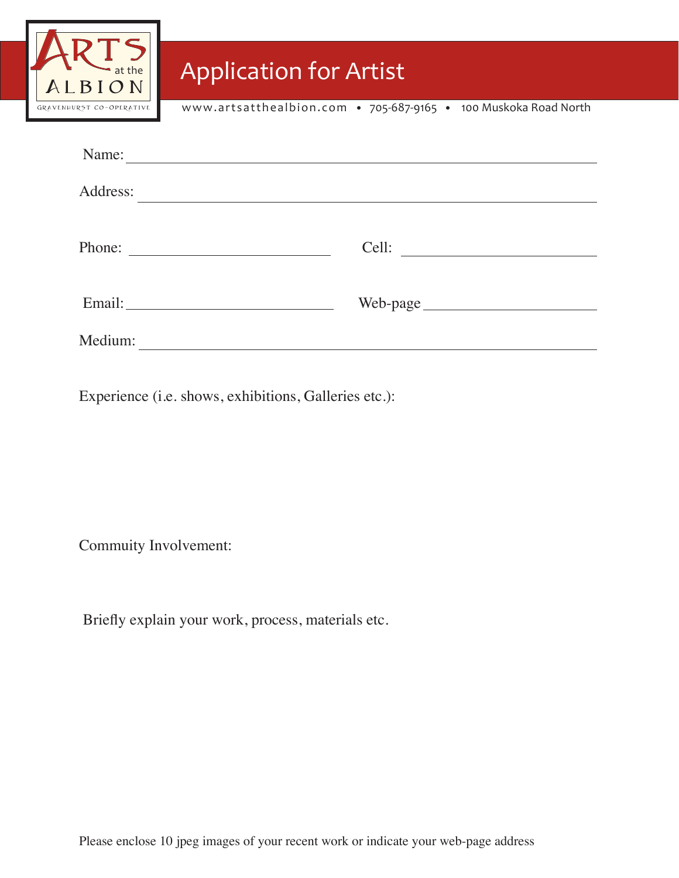ARTS at the ALBION

GRAVENHURST CO-OPERATIVE

# Application for Artist

www.artsatthealbion.com • 705-687-9165 • 100 Muskoka Road North

Name: ______________________________________________

Address: ____________________________________________

Phone: ______________________ Cell: ______________________

Email: ______________________ Web-page ______________________

Medium: ____________________________________________

Experience (i.e. shows, exhibitions, Galleries etc.):

Commuity Involvement:

Briefly explain your work, process, materials etc.

Please enclose 10 jpeg images of your recent work or indicate your web-page address